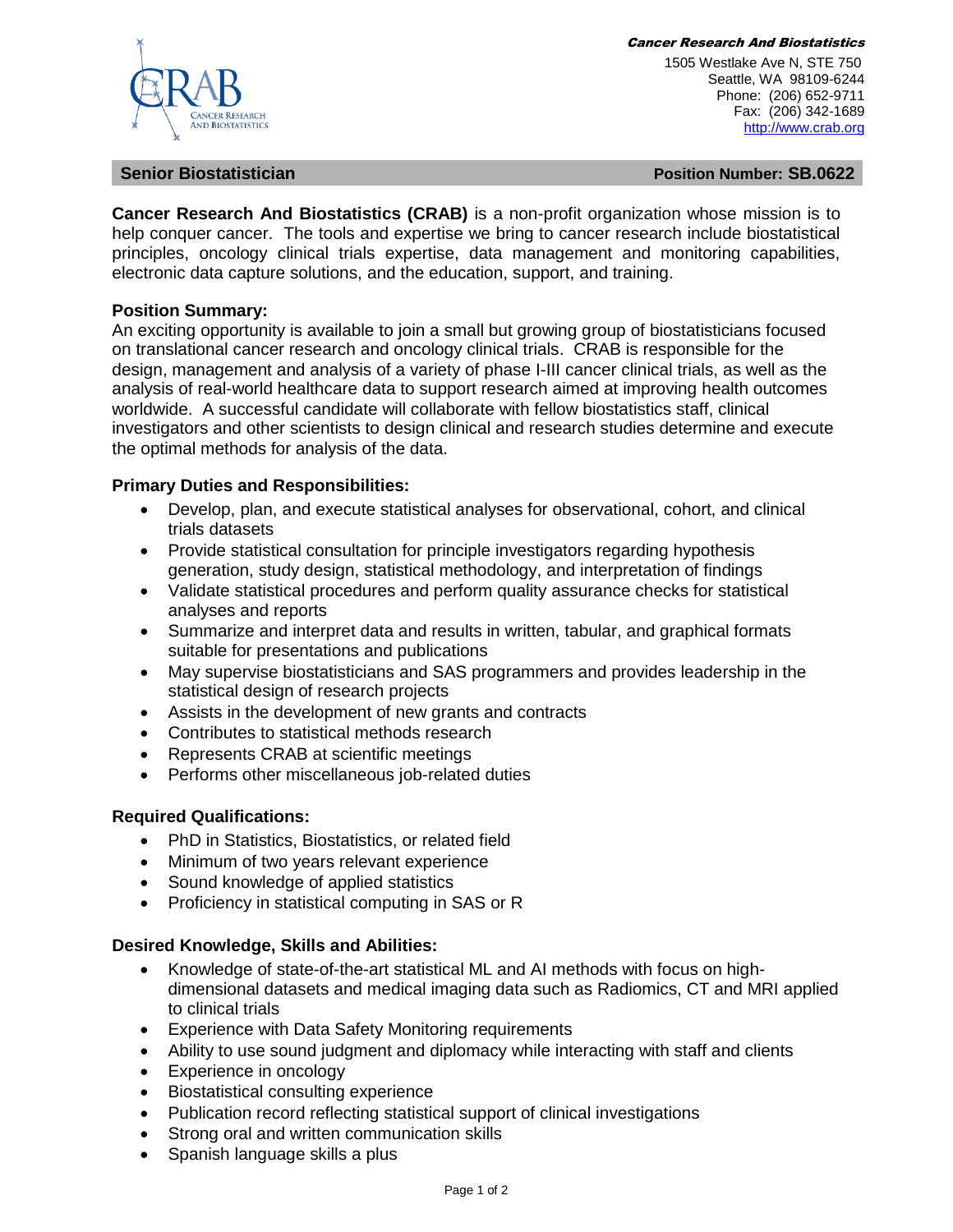***Cancer Research And Biostatistics***
1505 Westlake Ave N, STE 750
Seattle, WA 98109-6244
Phone: (206) 652-9711
Fax: (206) 342-1689
http://www.crab.org

## Senior Biostatistician — Position Number: SB.0622

**Cancer Research And Biostatistics (CRAB)** is a non-profit organization whose mission is to help conquer cancer. The tools and expertise we bring to cancer research include biostatistical principles, oncology clinical trials expertise, data management and monitoring capabilities, electronic data capture solutions, and the education, support, and training.

### Position Summary:

An exciting opportunity is available to join a small but growing group of biostatisticians focused on translational cancer research and oncology clinical trials. CRAB is responsible for the design, management and analysis of a variety of phase I-III cancer clinical trials, as well as the analysis of real-world healthcare data to support research aimed at improving health outcomes worldwide. A successful candidate will collaborate with fellow biostatistics staff, clinical investigators and other scientists to design clinical and research studies determine and execute the optimal methods for analysis of the data.

### Primary Duties and Responsibilities:

- Develop, plan, and execute statistical analyses for observational, cohort, and clinical trials datasets
- Provide statistical consultation for principle investigators regarding hypothesis generation, study design, statistical methodology, and interpretation of findings
- Validate statistical procedures and perform quality assurance checks for statistical analyses and reports
- Summarize and interpret data and results in written, tabular, and graphical formats suitable for presentations and publications
- May supervise biostatisticians and SAS programmers and provides leadership in the statistical design of research projects
- Assists in the development of new grants and contracts
- Contributes to statistical methods research
- Represents CRAB at scientific meetings
- Performs other miscellaneous job-related duties

### Required Qualifications:

- PhD in Statistics, Biostatistics, or related field
- Minimum of two years relevant experience
- Sound knowledge of applied statistics
- Proficiency in statistical computing in SAS or R

### Desired Knowledge, Skills and Abilities:

- Knowledge of state-of-the-art statistical ML and AI methods with focus on high-dimensional datasets and medical imaging data such as Radiomics, CT and MRI applied to clinical trials
- Experience with Data Safety Monitoring requirements
- Ability to use sound judgment and diplomacy while interacting with staff and clients
- Experience in oncology
- Biostatistical consulting experience
- Publication record reflecting statistical support of clinical investigations
- Strong oral and written communication skills
- Spanish language skills a plus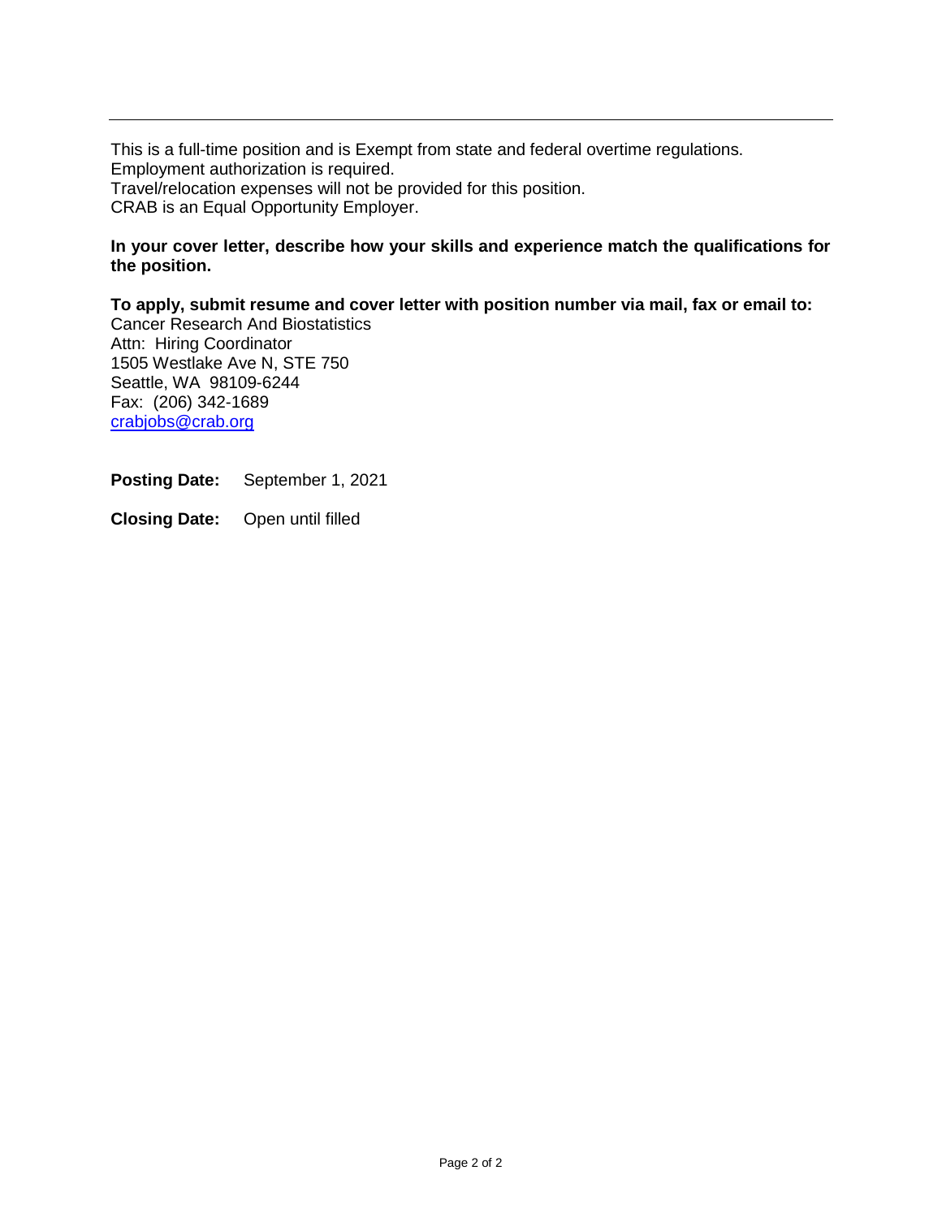---

This is a full-time position and is Exempt from state and federal overtime regulations.
Employment authorization is required.
Travel/relocation expenses will not be provided for this position.
CRAB is an Equal Opportunity Employer.

**In your cover letter, describe how your skills and experience match the qualifications for the position.**

**To apply, submit resume and cover letter with position number via mail, fax or email to:**
Cancer Research And Biostatistics
Attn: Hiring Coordinator
1505 Westlake Ave N, STE 750
Seattle, WA 98109-6244
Fax: (206) 342-1689
crabjobs@crab.org

**Posting Date:** September 1, 2021

**Closing Date:** Open until filled